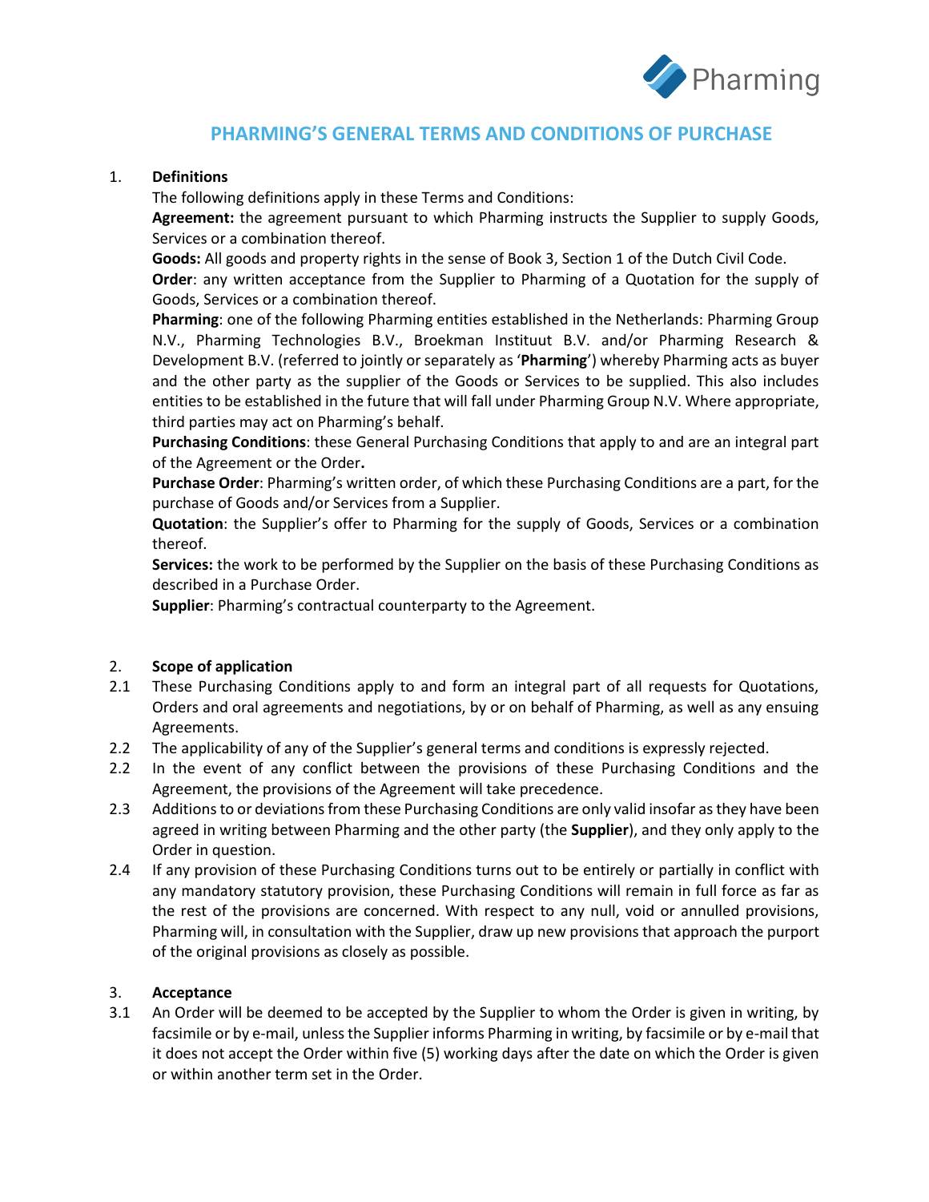# PHARMING'S GENERAL TERMS AND CONDITIONS OF PURCHASE

1. **Definitions**

The following definitions apply in these Terms and Conditions:

**Agreement:** the agreement pursuant to which Pharming instructs the Supplier to supply Goods, Services or a combination thereof.

**Goods:** All goods and property rights in the sense of Book 3, Section 1 of the Dutch Civil Code.

**Order**: any written acceptance from the Supplier to Pharming of a Quotation for the supply of Goods, Services or a combination thereof.

**Pharming**: one of the following Pharming entities established in the Netherlands: Pharming Group N.V., Pharming Technologies B.V., Broekman Instituut B.V. and/or Pharming Research & Development B.V. (referred to jointly or separately as '**Pharming**') whereby Pharming acts as buyer and the other party as the supplier of the Goods or Services to be supplied. This also includes entities to be established in the future that will fall under Pharming Group N.V. Where appropriate, third parties may act on Pharming's behalf.

**Purchasing Conditions**: these General Purchasing Conditions that apply to and are an integral part of the Agreement or the Order**.**

**Purchase Order**: Pharming's written order, of which these Purchasing Conditions are a part, for the purchase of Goods and/or Services from a Supplier.

**Quotation**: the Supplier's offer to Pharming for the supply of Goods, Services or a combination thereof.

**Services:** the work to be performed by the Supplier on the basis of these Purchasing Conditions as described in a Purchase Order.

**Supplier**: Pharming's contractual counterparty to the Agreement.

2. **Scope of application**

2.1 These Purchasing Conditions apply to and form an integral part of all requests for Quotations, Orders and oral agreements and negotiations, by or on behalf of Pharming, as well as any ensuing Agreements.

2.2 The applicability of any of the Supplier's general terms and conditions is expressly rejected.

2.2 In the event of any conflict between the provisions of these Purchasing Conditions and the Agreement, the provisions of the Agreement will take precedence.

2.3 Additions to or deviations from these Purchasing Conditions are only valid insofar as they have been agreed in writing between Pharming and the other party (the **Supplier**), and they only apply to the Order in question.

2.4 If any provision of these Purchasing Conditions turns out to be entirely or partially in conflict with any mandatory statutory provision, these Purchasing Conditions will remain in full force as far as the rest of the provisions are concerned. With respect to any null, void or annulled provisions, Pharming will, in consultation with the Supplier, draw up new provisions that approach the purport of the original provisions as closely as possible.

3. **Acceptance**

3.1 An Order will be deemed to be accepted by the Supplier to whom the Order is given in writing, by facsimile or by e-mail, unless the Supplier informs Pharming in writing, by facsimile or by e-mail that it does not accept the Order within five (5) working days after the date on which the Order is given or within another term set in the Order.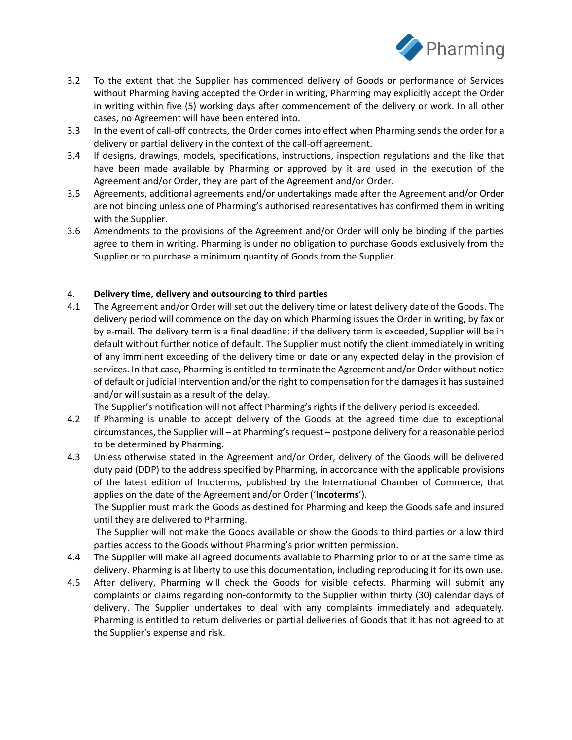3.2 To the extent that the Supplier has commenced delivery of Goods or performance of Services without Pharming having accepted the Order in writing, Pharming may explicitly accept the Order in writing within five (5) working days after commencement of the delivery or work. In all other cases, no Agreement will have been entered into.

3.3 In the event of call-off contracts, the Order comes into effect when Pharming sends the order for a delivery or partial delivery in the context of the call-off agreement.

3.4 If designs, drawings, models, specifications, instructions, inspection regulations and the like that have been made available by Pharming or approved by it are used in the execution of the Agreement and/or Order, they are part of the Agreement and/or Order.

3.5 Agreements, additional agreements and/or undertakings made after the Agreement and/or Order are not binding unless one of Pharming's authorised representatives has confirmed them in writing with the Supplier.

3.6 Amendments to the provisions of the Agreement and/or Order will only be binding if the parties agree to them in writing. Pharming is under no obligation to purchase Goods exclusively from the Supplier or to purchase a minimum quantity of Goods from the Supplier.

## 4. Delivery time, delivery and outsourcing to third parties

4.1 The Agreement and/or Order will set out the delivery time or latest delivery date of the Goods. The delivery period will commence on the day on which Pharming issues the Order in writing, by fax or by e-mail. The delivery term is a final deadline: if the delivery term is exceeded, Supplier will be in default without further notice of default. The Supplier must notify the client immediately in writing of any imminent exceeding of the delivery time or date or any expected delay in the provision of services. In that case, Pharming is entitled to terminate the Agreement and/or Order without notice of default or judicial intervention and/or the right to compensation for the damages it has sustained and/or will sustain as a result of the delay.

The Supplier's notification will not affect Pharming's rights if the delivery period is exceeded.

4.2 If Pharming is unable to accept delivery of the Goods at the agreed time due to exceptional circumstances, the Supplier will – at Pharming's request – postpone delivery for a reasonable period to be determined by Pharming.

4.3 Unless otherwise stated in the Agreement and/or Order, delivery of the Goods will be delivered duty paid (DDP) to the address specified by Pharming, in accordance with the applicable provisions of the latest edition of Incoterms, published by the International Chamber of Commerce, that applies on the date of the Agreement and/or Order ('**Incoterms**').

The Supplier must mark the Goods as destined for Pharming and keep the Goods safe and insured until they are delivered to Pharming.

The Supplier will not make the Goods available or show the Goods to third parties or allow third parties access to the Goods without Pharming's prior written permission.

4.4 The Supplier will make all agreed documents available to Pharming prior to or at the same time as delivery. Pharming is at liberty to use this documentation, including reproducing it for its own use.

4.5 After delivery, Pharming will check the Goods for visible defects. Pharming will submit any complaints or claims regarding non-conformity to the Supplier within thirty (30) calendar days of delivery. The Supplier undertakes to deal with any complaints immediately and adequately. Pharming is entitled to return deliveries or partial deliveries of Goods that it has not agreed to at the Supplier's expense and risk.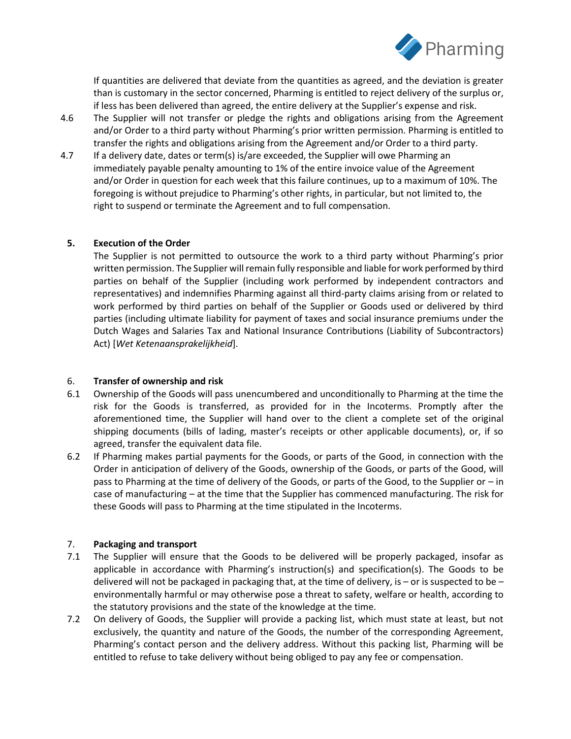If quantities are delivered that deviate from the quantities as agreed, and the deviation is greater than is customary in the sector concerned, Pharming is entitled to reject delivery of the surplus or, if less has been delivered than agreed, the entire delivery at the Supplier's expense and risk.

4.6 The Supplier will not transfer or pledge the rights and obligations arising from the Agreement and/or Order to a third party without Pharming's prior written permission. Pharming is entitled to transfer the rights and obligations arising from the Agreement and/or Order to a third party.

4.7 If a delivery date, dates or term(s) is/are exceeded, the Supplier will owe Pharming an immediately payable penalty amounting to 1% of the entire invoice value of the Agreement and/or Order in question for each week that this failure continues, up to a maximum of 10%. The foregoing is without prejudice to Pharming's other rights, in particular, but not limited to, the right to suspend or terminate the Agreement and to full compensation.

## 5. Execution of the Order

The Supplier is not permitted to outsource the work to a third party without Pharming's prior written permission. The Supplier will remain fully responsible and liable for work performed by third parties on behalf of the Supplier (including work performed by independent contractors and representatives) and indemnifies Pharming against all third-party claims arising from or related to work performed by third parties on behalf of the Supplier or Goods used or delivered by third parties (including ultimate liability for payment of taxes and social insurance premiums under the Dutch Wages and Salaries Tax and National Insurance Contributions (Liability of Subcontractors) Act) [*Wet Ketenaansprakelijkheid*].

## 6. Transfer of ownership and risk

6.1 Ownership of the Goods will pass unencumbered and unconditionally to Pharming at the time the risk for the Goods is transferred, as provided for in the Incoterms. Promptly after the aforementioned time, the Supplier will hand over to the client a complete set of the original shipping documents (bills of lading, master's receipts or other applicable documents), or, if so agreed, transfer the equivalent data file.

6.2 If Pharming makes partial payments for the Goods, or parts of the Good, in connection with the Order in anticipation of delivery of the Goods, ownership of the Goods, or parts of the Good, will pass to Pharming at the time of delivery of the Goods, or parts of the Good, to the Supplier or – in case of manufacturing – at the time that the Supplier has commenced manufacturing. The risk for these Goods will pass to Pharming at the time stipulated in the Incoterms.

## 7. Packaging and transport

7.1 The Supplier will ensure that the Goods to be delivered will be properly packaged, insofar as applicable in accordance with Pharming's instruction(s) and specification(s). The Goods to be delivered will not be packaged in packaging that, at the time of delivery, is – or is suspected to be – environmentally harmful or may otherwise pose a threat to safety, welfare or health, according to the statutory provisions and the state of the knowledge at the time.

7.2 On delivery of Goods, the Supplier will provide a packing list, which must state at least, but not exclusively, the quantity and nature of the Goods, the number of the corresponding Agreement, Pharming's contact person and the delivery address. Without this packing list, Pharming will be entitled to refuse to take delivery without being obliged to pay any fee or compensation.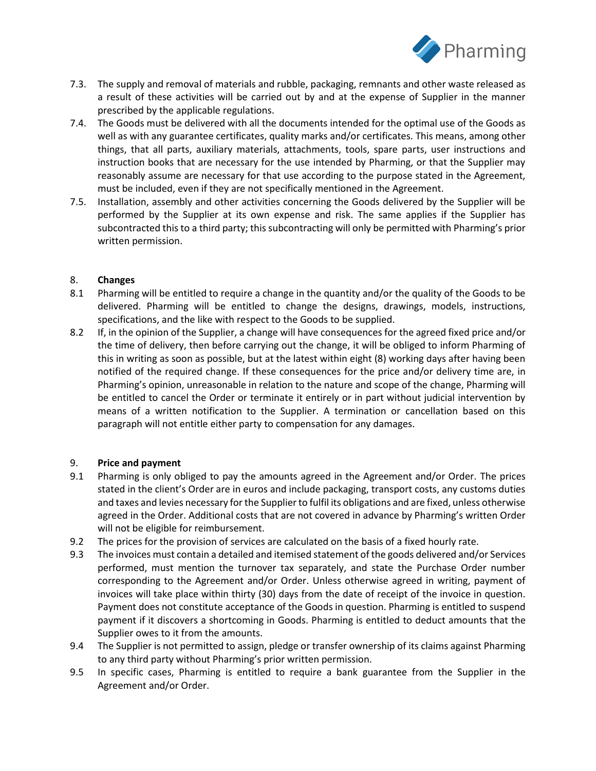7.3. The supply and removal of materials and rubble, packaging, remnants and other waste released as a result of these activities will be carried out by and at the expense of Supplier in the manner prescribed by the applicable regulations.

7.4. The Goods must be delivered with all the documents intended for the optimal use of the Goods as well as with any guarantee certificates, quality marks and/or certificates. This means, among other things, that all parts, auxiliary materials, attachments, tools, spare parts, user instructions and instruction books that are necessary for the use intended by Pharming, or that the Supplier may reasonably assume are necessary for that use according to the purpose stated in the Agreement, must be included, even if they are not specifically mentioned in the Agreement.

7.5. Installation, assembly and other activities concerning the Goods delivered by the Supplier will be performed by the Supplier at its own expense and risk. The same applies if the Supplier has subcontracted this to a third party; this subcontracting will only be permitted with Pharming's prior written permission.

## 8. **Changes**

8.1 Pharming will be entitled to require a change in the quantity and/or the quality of the Goods to be delivered. Pharming will be entitled to change the designs, drawings, models, instructions, specifications, and the like with respect to the Goods to be supplied.

8.2 If, in the opinion of the Supplier, a change will have consequences for the agreed fixed price and/or the time of delivery, then before carrying out the change, it will be obliged to inform Pharming of this in writing as soon as possible, but at the latest within eight (8) working days after having been notified of the required change. If these consequences for the price and/or delivery time are, in Pharming's opinion, unreasonable in relation to the nature and scope of the change, Pharming will be entitled to cancel the Order or terminate it entirely or in part without judicial intervention by means of a written notification to the Supplier. A termination or cancellation based on this paragraph will not entitle either party to compensation for any damages.

## 9. **Price and payment**

9.1 Pharming is only obliged to pay the amounts agreed in the Agreement and/or Order. The prices stated in the client's Order are in euros and include packaging, transport costs, any customs duties and taxes and levies necessary for the Supplier to fulfil its obligations and are fixed, unless otherwise agreed in the Order. Additional costs that are not covered in advance by Pharming's written Order will not be eligible for reimbursement.

9.2 The prices for the provision of services are calculated on the basis of a fixed hourly rate.

9.3 The invoices must contain a detailed and itemised statement of the goods delivered and/or Services performed, must mention the turnover tax separately, and state the Purchase Order number corresponding to the Agreement and/or Order. Unless otherwise agreed in writing, payment of invoices will take place within thirty (30) days from the date of receipt of the invoice in question. Payment does not constitute acceptance of the Goods in question. Pharming is entitled to suspend payment if it discovers a shortcoming in Goods. Pharming is entitled to deduct amounts that the Supplier owes to it from the amounts.

9.4 The Supplier is not permitted to assign, pledge or transfer ownership of its claims against Pharming to any third party without Pharming's prior written permission.

9.5 In specific cases, Pharming is entitled to require a bank guarantee from the Supplier in the Agreement and/or Order.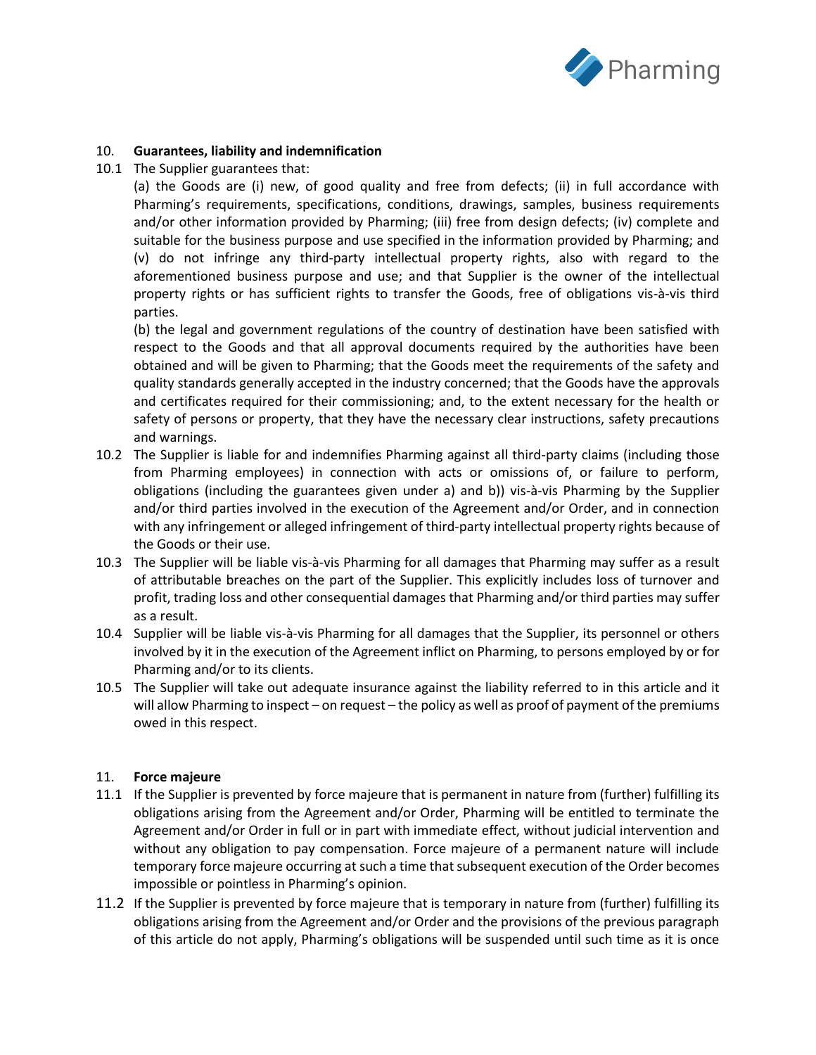## 10. Guarantees, liability and indemnification

10.1 The Supplier guarantees that:

(a) the Goods are (i) new, of good quality and free from defects; (ii) in full accordance with Pharming's requirements, specifications, conditions, drawings, samples, business requirements and/or other information provided by Pharming; (iii) free from design defects; (iv) complete and suitable for the business purpose and use specified in the information provided by Pharming; and (v) do not infringe any third-party intellectual property rights, also with regard to the aforementioned business purpose and use; and that Supplier is the owner of the intellectual property rights or has sufficient rights to transfer the Goods, free of obligations vis-à-vis third parties.

(b) the legal and government regulations of the country of destination have been satisfied with respect to the Goods and that all approval documents required by the authorities have been obtained and will be given to Pharming; that the Goods meet the requirements of the safety and quality standards generally accepted in the industry concerned; that the Goods have the approvals and certificates required for their commissioning; and, to the extent necessary for the health or safety of persons or property, that they have the necessary clear instructions, safety precautions and warnings.

10.2 The Supplier is liable for and indemnifies Pharming against all third-party claims (including those from Pharming employees) in connection with acts or omissions of, or failure to perform, obligations (including the guarantees given under a) and b)) vis-à-vis Pharming by the Supplier and/or third parties involved in the execution of the Agreement and/or Order, and in connection with any infringement or alleged infringement of third-party intellectual property rights because of the Goods or their use.

10.3 The Supplier will be liable vis-à-vis Pharming for all damages that Pharming may suffer as a result of attributable breaches on the part of the Supplier. This explicitly includes loss of turnover and profit, trading loss and other consequential damages that Pharming and/or third parties may suffer as a result.

10.4 Supplier will be liable vis-à-vis Pharming for all damages that the Supplier, its personnel or others involved by it in the execution of the Agreement inflict on Pharming, to persons employed by or for Pharming and/or to its clients.

10.5 The Supplier will take out adequate insurance against the liability referred to in this article and it will allow Pharming to inspect – on request – the policy as well as proof of payment of the premiums owed in this respect.

## 11. Force majeure

11.1 If the Supplier is prevented by force majeure that is permanent in nature from (further) fulfilling its obligations arising from the Agreement and/or Order, Pharming will be entitled to terminate the Agreement and/or Order in full or in part with immediate effect, without judicial intervention and without any obligation to pay compensation. Force majeure of a permanent nature will include temporary force majeure occurring at such a time that subsequent execution of the Order becomes impossible or pointless in Pharming's opinion.

11.2 If the Supplier is prevented by force majeure that is temporary in nature from (further) fulfilling its obligations arising from the Agreement and/or Order and the provisions of the previous paragraph of this article do not apply, Pharming's obligations will be suspended until such time as it is once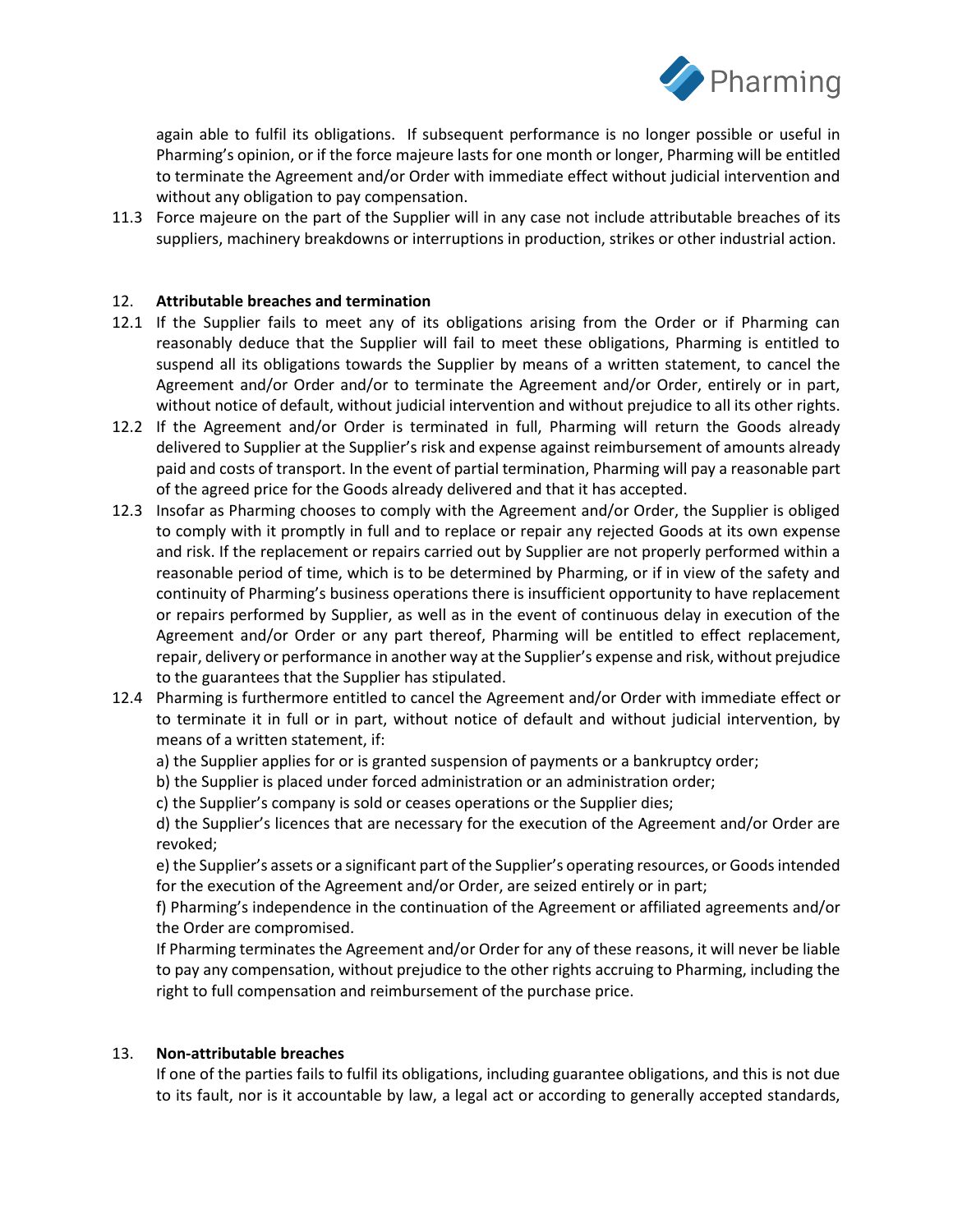again able to fulfil its obligations. If subsequent performance is no longer possible or useful in Pharming's opinion, or if the force majeure lasts for one month or longer, Pharming will be entitled to terminate the Agreement and/or Order with immediate effect without judicial intervention and without any obligation to pay compensation.

11.3 Force majeure on the part of the Supplier will in any case not include attributable breaches of its suppliers, machinery breakdowns or interruptions in production, strikes or other industrial action.

## 12. Attributable breaches and termination

12.1 If the Supplier fails to meet any of its obligations arising from the Order or if Pharming can reasonably deduce that the Supplier will fail to meet these obligations, Pharming is entitled to suspend all its obligations towards the Supplier by means of a written statement, to cancel the Agreement and/or Order and/or to terminate the Agreement and/or Order, entirely or in part, without notice of default, without judicial intervention and without prejudice to all its other rights.

12.2 If the Agreement and/or Order is terminated in full, Pharming will return the Goods already delivered to Supplier at the Supplier's risk and expense against reimbursement of amounts already paid and costs of transport. In the event of partial termination, Pharming will pay a reasonable part of the agreed price for the Goods already delivered and that it has accepted.

12.3 Insofar as Pharming chooses to comply with the Agreement and/or Order, the Supplier is obliged to comply with it promptly in full and to replace or repair any rejected Goods at its own expense and risk. If the replacement or repairs carried out by Supplier are not properly performed within a reasonable period of time, which is to be determined by Pharming, or if in view of the safety and continuity of Pharming's business operations there is insufficient opportunity to have replacement or repairs performed by Supplier, as well as in the event of continuous delay in execution of the Agreement and/or Order or any part thereof, Pharming will be entitled to effect replacement, repair, delivery or performance in another way at the Supplier's expense and risk, without prejudice to the guarantees that the Supplier has stipulated.

12.4 Pharming is furthermore entitled to cancel the Agreement and/or Order with immediate effect or to terminate it in full or in part, without notice of default and without judicial intervention, by means of a written statement, if:

a) the Supplier applies for or is granted suspension of payments or a bankruptcy order;

b) the Supplier is placed under forced administration or an administration order;

c) the Supplier's company is sold or ceases operations or the Supplier dies;

d) the Supplier's licences that are necessary for the execution of the Agreement and/or Order are revoked;

e) the Supplier's assets or a significant part of the Supplier's operating resources, or Goods intended for the execution of the Agreement and/or Order, are seized entirely or in part;

f) Pharming's independence in the continuation of the Agreement or affiliated agreements and/or the Order are compromised.

If Pharming terminates the Agreement and/or Order for any of these reasons, it will never be liable to pay any compensation, without prejudice to the other rights accruing to Pharming, including the right to full compensation and reimbursement of the purchase price.

## 13. Non-attributable breaches

If one of the parties fails to fulfil its obligations, including guarantee obligations, and this is not due to its fault, nor is it accountable by law, a legal act or according to generally accepted standards,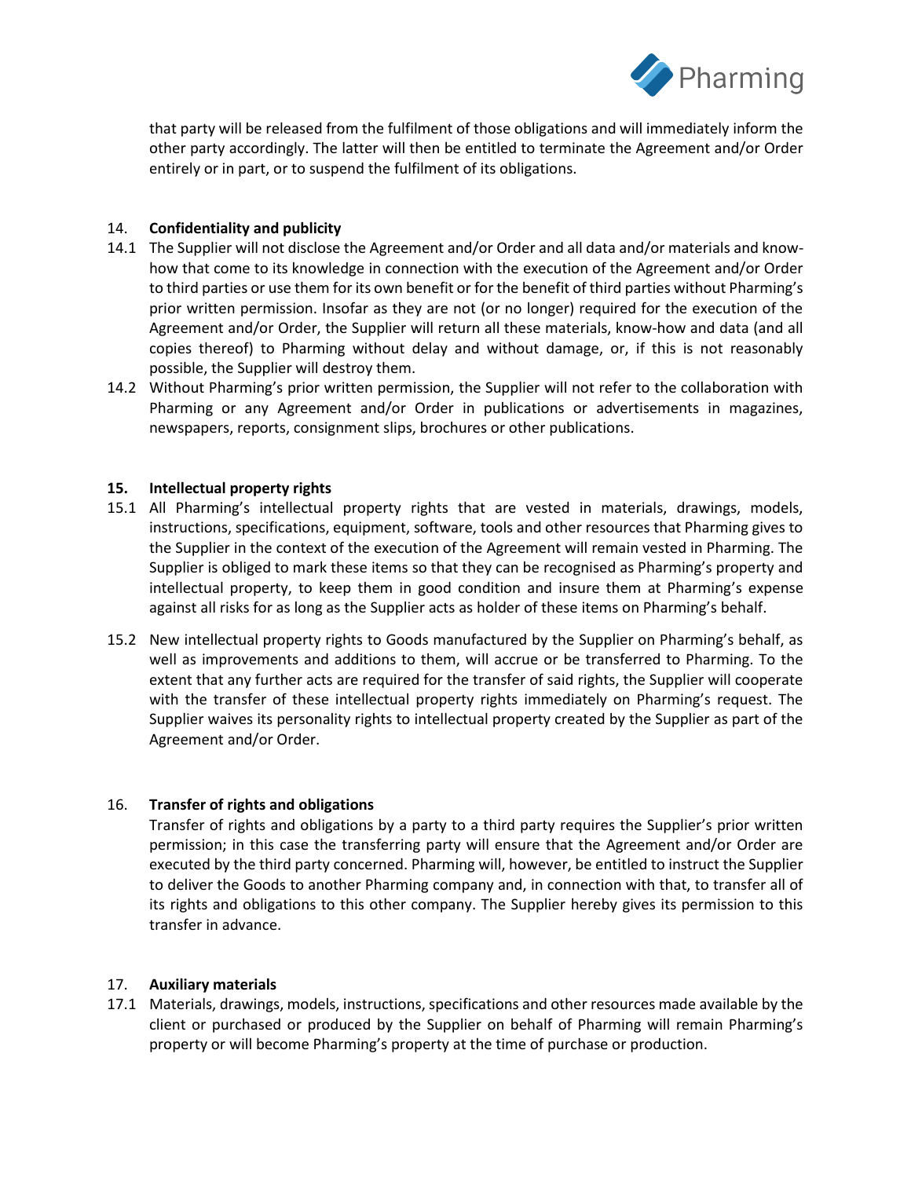that party will be released from the fulfilment of those obligations and will immediately inform the other party accordingly. The latter will then be entitled to terminate the Agreement and/or Order entirely or in part, or to suspend the fulfilment of its obligations.

## 14. Confidentiality and publicity

14.1 The Supplier will not disclose the Agreement and/or Order and all data and/or materials and know-how that come to its knowledge in connection with the execution of the Agreement and/or Order to third parties or use them for its own benefit or for the benefit of third parties without Pharming's prior written permission. Insofar as they are not (or no longer) required for the execution of the Agreement and/or Order, the Supplier will return all these materials, know-how and data (and all copies thereof) to Pharming without delay and without damage, or, if this is not reasonably possible, the Supplier will destroy them.

14.2 Without Pharming's prior written permission, the Supplier will not refer to the collaboration with Pharming or any Agreement and/or Order in publications or advertisements in magazines, newspapers, reports, consignment slips, brochures or other publications.

## 15. Intellectual property rights

15.1 All Pharming's intellectual property rights that are vested in materials, drawings, models, instructions, specifications, equipment, software, tools and other resources that Pharming gives to the Supplier in the context of the execution of the Agreement will remain vested in Pharming. The Supplier is obliged to mark these items so that they can be recognised as Pharming's property and intellectual property, to keep them in good condition and insure them at Pharming's expense against all risks for as long as the Supplier acts as holder of these items on Pharming's behalf.

15.2 New intellectual property rights to Goods manufactured by the Supplier on Pharming's behalf, as well as improvements and additions to them, will accrue or be transferred to Pharming. To the extent that any further acts are required for the transfer of said rights, the Supplier will cooperate with the transfer of these intellectual property rights immediately on Pharming's request. The Supplier waives its personality rights to intellectual property created by the Supplier as part of the Agreement and/or Order.

## 16. Transfer of rights and obligations

Transfer of rights and obligations by a party to a third party requires the Supplier's prior written permission; in this case the transferring party will ensure that the Agreement and/or Order are executed by the third party concerned. Pharming will, however, be entitled to instruct the Supplier to deliver the Goods to another Pharming company and, in connection with that, to transfer all of its rights and obligations to this other company. The Supplier hereby gives its permission to this transfer in advance.

## 17. Auxiliary materials

17.1 Materials, drawings, models, instructions, specifications and other resources made available by the client or purchased or produced by the Supplier on behalf of Pharming will remain Pharming's property or will become Pharming's property at the time of purchase or production.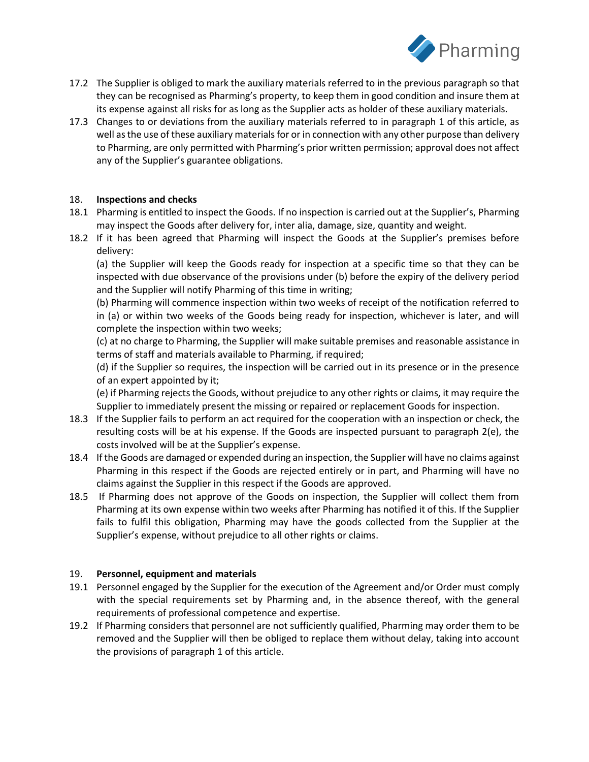17.2 The Supplier is obliged to mark the auxiliary materials referred to in the previous paragraph so that they can be recognised as Pharming's property, to keep them in good condition and insure them at its expense against all risks for as long as the Supplier acts as holder of these auxiliary materials.

17.3 Changes to or deviations from the auxiliary materials referred to in paragraph 1 of this article, as well as the use of these auxiliary materials for or in connection with any other purpose than delivery to Pharming, are only permitted with Pharming's prior written permission; approval does not affect any of the Supplier's guarantee obligations.

## 18. Inspections and checks

18.1 Pharming is entitled to inspect the Goods. If no inspection is carried out at the Supplier's, Pharming may inspect the Goods after delivery for, inter alia, damage, size, quantity and weight.

18.2 If it has been agreed that Pharming will inspect the Goods at the Supplier's premises before delivery:

(a) the Supplier will keep the Goods ready for inspection at a specific time so that they can be inspected with due observance of the provisions under (b) before the expiry of the delivery period and the Supplier will notify Pharming of this time in writing;

(b) Pharming will commence inspection within two weeks of receipt of the notification referred to in (a) or within two weeks of the Goods being ready for inspection, whichever is later, and will complete the inspection within two weeks;

(c) at no charge to Pharming, the Supplier will make suitable premises and reasonable assistance in terms of staff and materials available to Pharming, if required;

(d) if the Supplier so requires, the inspection will be carried out in its presence or in the presence of an expert appointed by it;

(e) if Pharming rejects the Goods, without prejudice to any other rights or claims, it may require the Supplier to immediately present the missing or repaired or replacement Goods for inspection.

18.3 If the Supplier fails to perform an act required for the cooperation with an inspection or check, the resulting costs will be at his expense. If the Goods are inspected pursuant to paragraph 2(e), the costs involved will be at the Supplier's expense.

18.4 If the Goods are damaged or expended during an inspection, the Supplier will have no claims against Pharming in this respect if the Goods are rejected entirely or in part, and Pharming will have no claims against the Supplier in this respect if the Goods are approved.

18.5 If Pharming does not approve of the Goods on inspection, the Supplier will collect them from Pharming at its own expense within two weeks after Pharming has notified it of this. If the Supplier fails to fulfil this obligation, Pharming may have the goods collected from the Supplier at the Supplier's expense, without prejudice to all other rights or claims.

## 19. Personnel, equipment and materials

19.1 Personnel engaged by the Supplier for the execution of the Agreement and/or Order must comply with the special requirements set by Pharming and, in the absence thereof, with the general requirements of professional competence and expertise.

19.2 If Pharming considers that personnel are not sufficiently qualified, Pharming may order them to be removed and the Supplier will then be obliged to replace them without delay, taking into account the provisions of paragraph 1 of this article.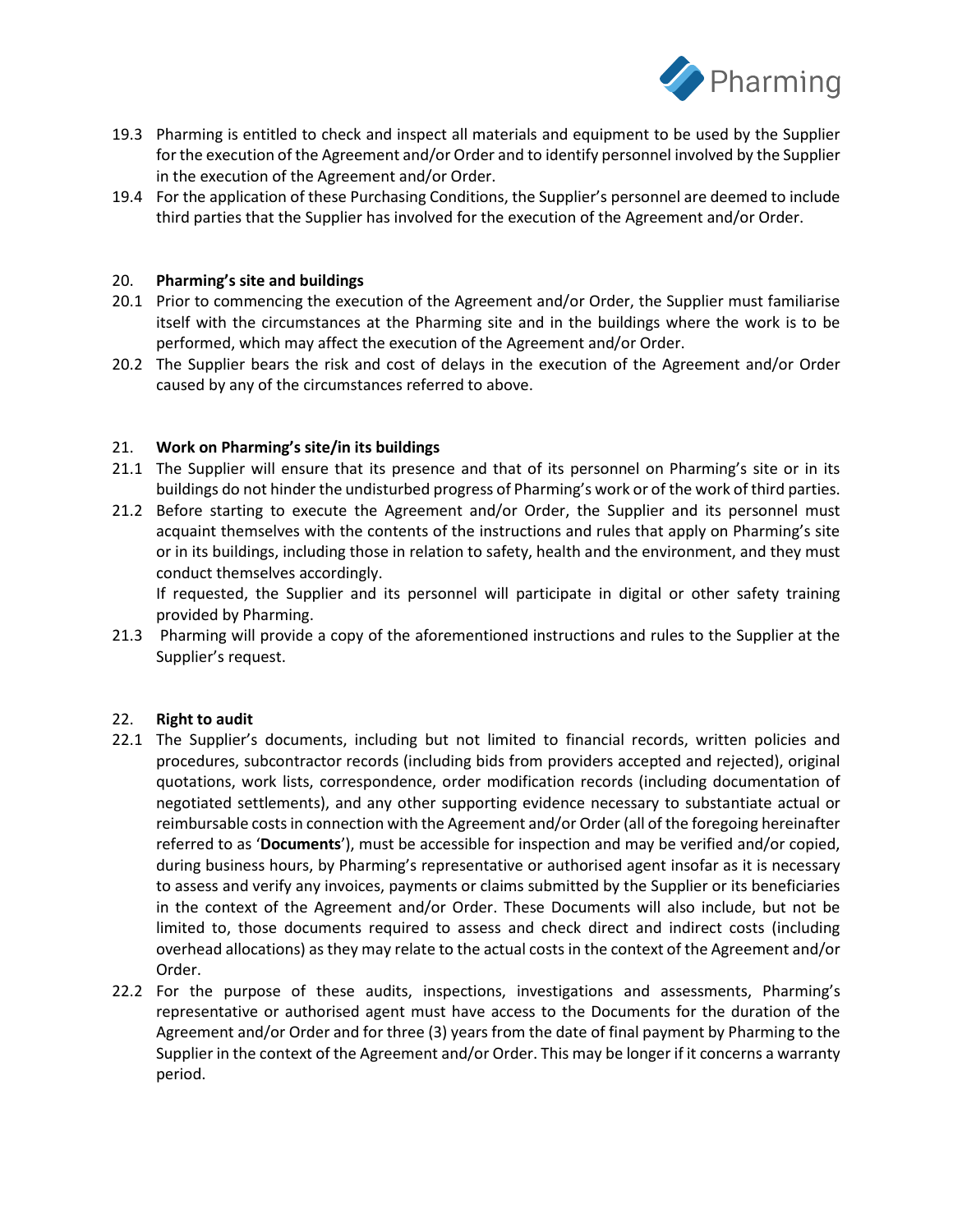19.3 Pharming is entitled to check and inspect all materials and equipment to be used by the Supplier for the execution of the Agreement and/or Order and to identify personnel involved by the Supplier in the execution of the Agreement and/or Order.

19.4 For the application of these Purchasing Conditions, the Supplier's personnel are deemed to include third parties that the Supplier has involved for the execution of the Agreement and/or Order.

## 20. Pharming's site and buildings

20.1 Prior to commencing the execution of the Agreement and/or Order, the Supplier must familiarise itself with the circumstances at the Pharming site and in the buildings where the work is to be performed, which may affect the execution of the Agreement and/or Order.

20.2 The Supplier bears the risk and cost of delays in the execution of the Agreement and/or Order caused by any of the circumstances referred to above.

## 21. Work on Pharming's site/in its buildings

21.1 The Supplier will ensure that its presence and that of its personnel on Pharming's site or in its buildings do not hinder the undisturbed progress of Pharming's work or of the work of third parties.

21.2 Before starting to execute the Agreement and/or Order, the Supplier and its personnel must acquaint themselves with the contents of the instructions and rules that apply on Pharming's site or in its buildings, including those in relation to safety, health and the environment, and they must conduct themselves accordingly.
If requested, the Supplier and its personnel will participate in digital or other safety training provided by Pharming.

21.3 Pharming will provide a copy of the aforementioned instructions and rules to the Supplier at the Supplier's request.

## 22. Right to audit

22.1 The Supplier's documents, including but not limited to financial records, written policies and procedures, subcontractor records (including bids from providers accepted and rejected), original quotations, work lists, correspondence, order modification records (including documentation of negotiated settlements), and any other supporting evidence necessary to substantiate actual or reimbursable costs in connection with the Agreement and/or Order (all of the foregoing hereinafter referred to as '**Documents**'), must be accessible for inspection and may be verified and/or copied, during business hours, by Pharming's representative or authorised agent insofar as it is necessary to assess and verify any invoices, payments or claims submitted by the Supplier or its beneficiaries in the context of the Agreement and/or Order. These Documents will also include, but not be limited to, those documents required to assess and check direct and indirect costs (including overhead allocations) as they may relate to the actual costs in the context of the Agreement and/or Order.

22.2 For the purpose of these audits, inspections, investigations and assessments, Pharming's representative or authorised agent must have access to the Documents for the duration of the Agreement and/or Order and for three (3) years from the date of final payment by Pharming to the Supplier in the context of the Agreement and/or Order. This may be longer if it concerns a warranty period.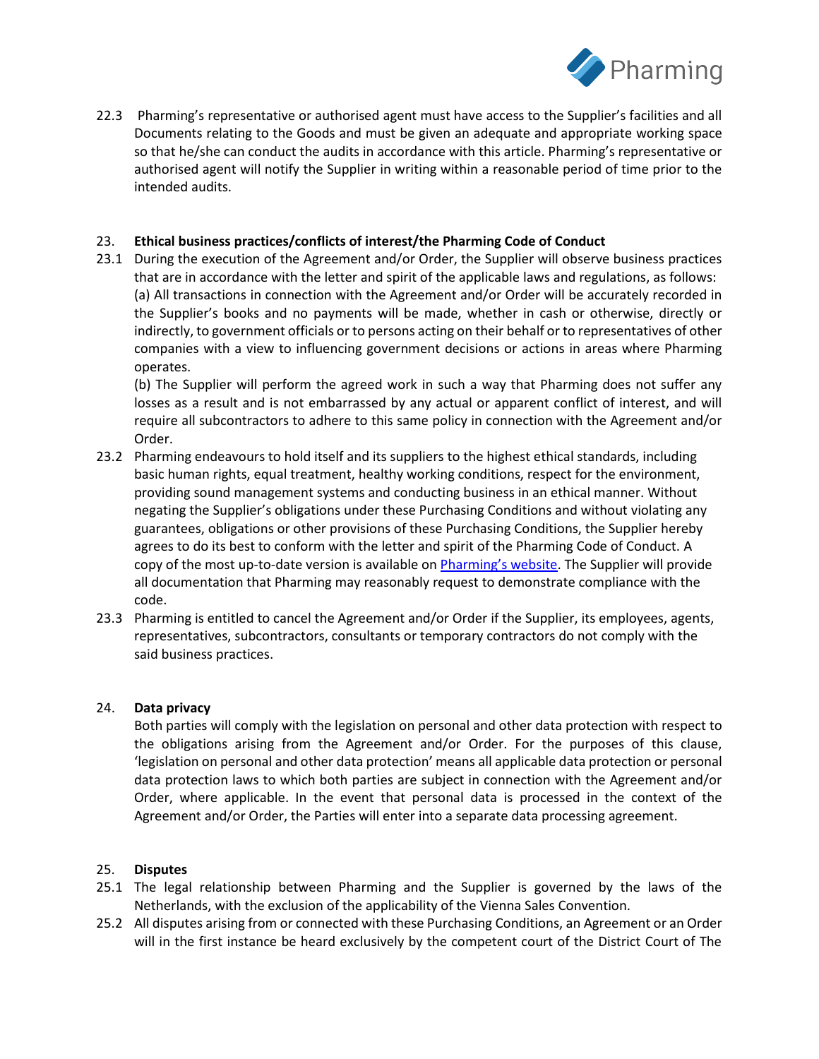22.3 Pharming's representative or authorised agent must have access to the Supplier's facilities and all Documents relating to the Goods and must be given an adequate and appropriate working space so that he/she can conduct the audits in accordance with this article. Pharming's representative or authorised agent will notify the Supplier in writing within a reasonable period of time prior to the intended audits.

## 23. Ethical business practices/conflicts of interest/the Pharming Code of Conduct

23.1 During the execution of the Agreement and/or Order, the Supplier will observe business practices that are in accordance with the letter and spirit of the applicable laws and regulations, as follows:
(a) All transactions in connection with the Agreement and/or Order will be accurately recorded in the Supplier's books and no payments will be made, whether in cash or otherwise, directly or indirectly, to government officials or to persons acting on their behalf or to representatives of other companies with a view to influencing government decisions or actions in areas where Pharming operates.
(b) The Supplier will perform the agreed work in such a way that Pharming does not suffer any losses as a result and is not embarrassed by any actual or apparent conflict of interest, and will require all subcontractors to adhere to this same policy in connection with the Agreement and/or Order.

23.2 Pharming endeavours to hold itself and its suppliers to the highest ethical standards, including basic human rights, equal treatment, healthy working conditions, respect for the environment, providing sound management systems and conducting business in an ethical manner. Without negating the Supplier's obligations under these Purchasing Conditions and without violating any guarantees, obligations or other provisions of these Purchasing Conditions, the Supplier hereby agrees to do its best to conform with the letter and spirit of the Pharming Code of Conduct. A copy of the most up-to-date version is available on Pharming's website. The Supplier will provide all documentation that Pharming may reasonably request to demonstrate compliance with the code.

23.3 Pharming is entitled to cancel the Agreement and/or Order if the Supplier, its employees, agents, representatives, subcontractors, consultants or temporary contractors do not comply with the said business practices.

## 24. Data privacy

Both parties will comply with the legislation on personal and other data protection with respect to the obligations arising from the Agreement and/or Order. For the purposes of this clause, 'legislation on personal and other data protection' means all applicable data protection or personal data protection laws to which both parties are subject in connection with the Agreement and/or Order, where applicable. In the event that personal data is processed in the context of the Agreement and/or Order, the Parties will enter into a separate data processing agreement.

## 25. Disputes

25.1 The legal relationship between Pharming and the Supplier is governed by the laws of the Netherlands, with the exclusion of the applicability of the Vienna Sales Convention.

25.2 All disputes arising from or connected with these Purchasing Conditions, an Agreement or an Order will in the first instance be heard exclusively by the competent court of the District Court of The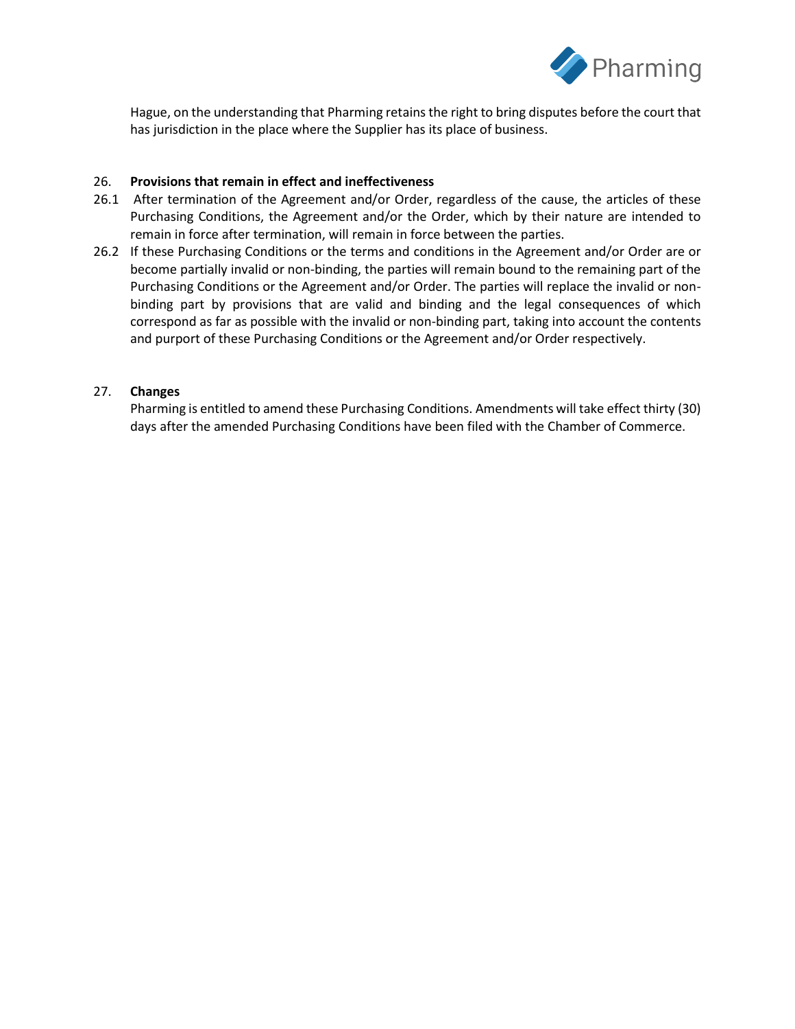Hague, on the understanding that Pharming retains the right to bring disputes before the court that has jurisdiction in the place where the Supplier has its place of business.

26. **Provisions that remain in effect and ineffectiveness**

26.1 After termination of the Agreement and/or Order, regardless of the cause, the articles of these Purchasing Conditions, the Agreement and/or the Order, which by their nature are intended to remain in force after termination, will remain in force between the parties.

26.2 If these Purchasing Conditions or the terms and conditions in the Agreement and/or Order are or become partially invalid or non-binding, the parties will remain bound to the remaining part of the Purchasing Conditions or the Agreement and/or Order. The parties will replace the invalid or non-binding part by provisions that are valid and binding and the legal consequences of which correspond as far as possible with the invalid or non-binding part, taking into account the contents and purport of these Purchasing Conditions or the Agreement and/or Order respectively.

27. **Changes**

Pharming is entitled to amend these Purchasing Conditions. Amendments will take effect thirty (30) days after the amended Purchasing Conditions have been filed with the Chamber of Commerce.